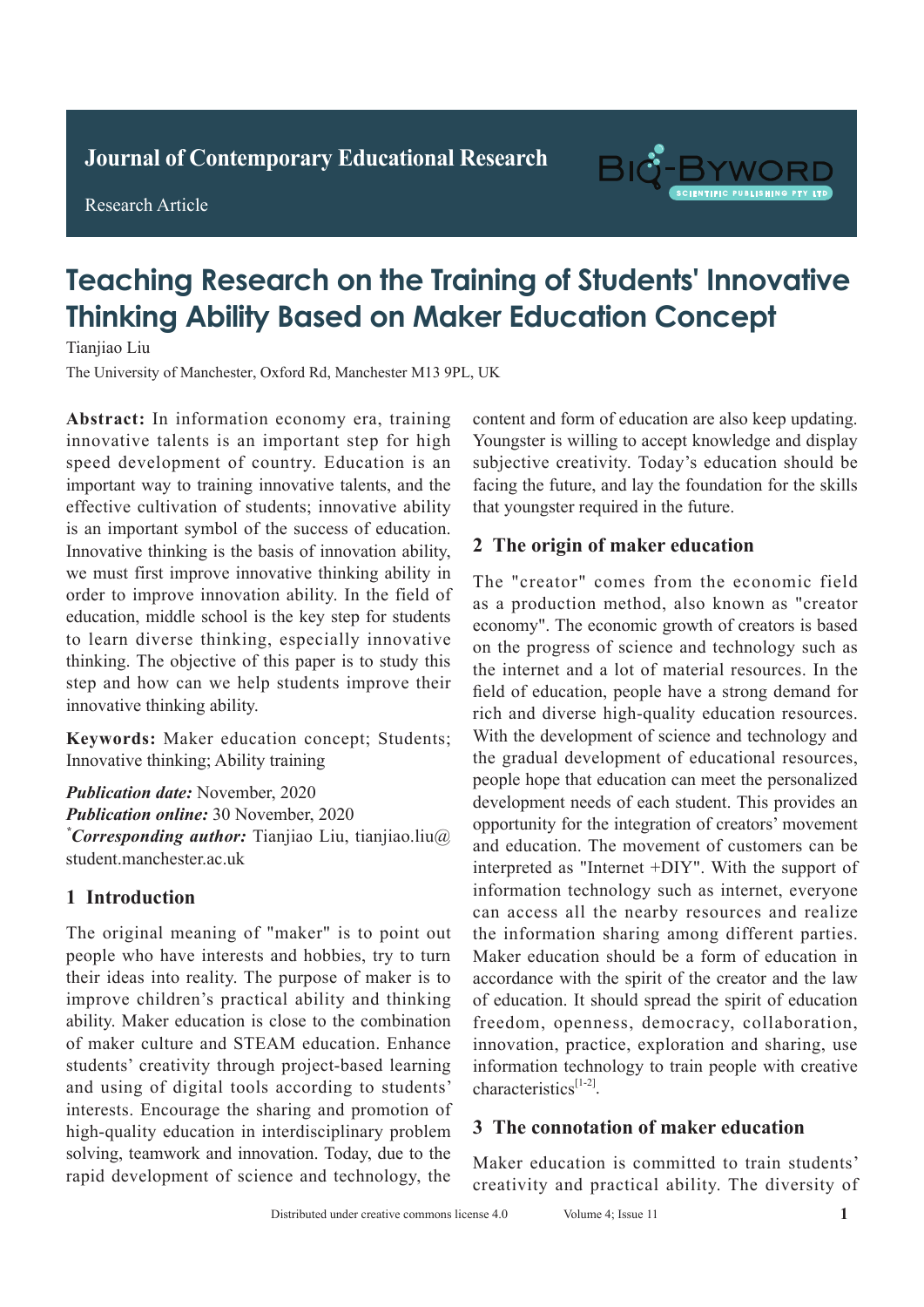Journal of Contemporary Educational Research

Research Article

# Teaching Research on the Training of Students' Innovative Thinking Ability Based on Maker Education Concept

Tianjiao Liu

The University of Manchester, Oxford Rd, Manchester M13 9PL, UK

**Abstract:** In information economy era, training innovative talents is an important step for high speed development of country. Education is an important way to training innovative talents, and the effective cultivation of students; innovative ability is an important symbol of the success of education. Innovative thinking is the basis of innovation ability, we must first improve innovative thinking ability in order to improve innovation ability. In the field of education, middle school is the key step for students to learn diverse thinking, especially innovative thinking. The objective of this paper is to study this step and how can we help students improve their innovative thinking ability.

**Keywords:** Maker education concept; Students; Innovative thinking; Ability training

***Publication date:*** November, 2020
***Publication online:*** 30 November, 2020
[*]***Corresponding author:*** Tianjiao Liu, tianjiao.liu@student.manchester.ac.uk

## 1 Introduction

The original meaning of "maker" is to point out people who have interests and hobbies, try to turn their ideas into reality. The purpose of maker is to improve children's practical ability and thinking ability. Maker education is close to the combination of maker culture and STEAM education. Enhance students' creativity through project-based learning and using of digital tools according to students' interests. Encourage the sharing and promotion of high-quality education in interdisciplinary problem solving, teamwork and innovation. Today, due to the rapid development of science and technology, the content and form of education are also keep updating. Youngster is willing to accept knowledge and display subjective creativity. Today's education should be facing the future, and lay the foundation for the skills that youngster required in the future.

## 2 The origin of maker education

The "creator" comes from the economic field as a production method, also known as "creator economy". The economic growth of creators is based on the progress of science and technology such as the internet and a lot of material resources. In the field of education, people have a strong demand for rich and diverse high-quality education resources. With the development of science and technology and the gradual development of educational resources, people hope that education can meet the personalized development needs of each student. This provides an opportunity for the integration of creators' movement and education. The movement of customers can be interpreted as "Internet +DIY". With the support of information technology such as internet, everyone can access all the nearby resources and realize the information sharing among different parties. Maker education should be a form of education in accordance with the spirit of the creator and the law of education. It should spread the spirit of education freedom, openness, democracy, collaboration, innovation, practice, exploration and sharing, use information technology to train people with creative characteristics[1-2].

## 3 The connotation of maker education

Maker education is committed to train students' creativity and practical ability. The diversity of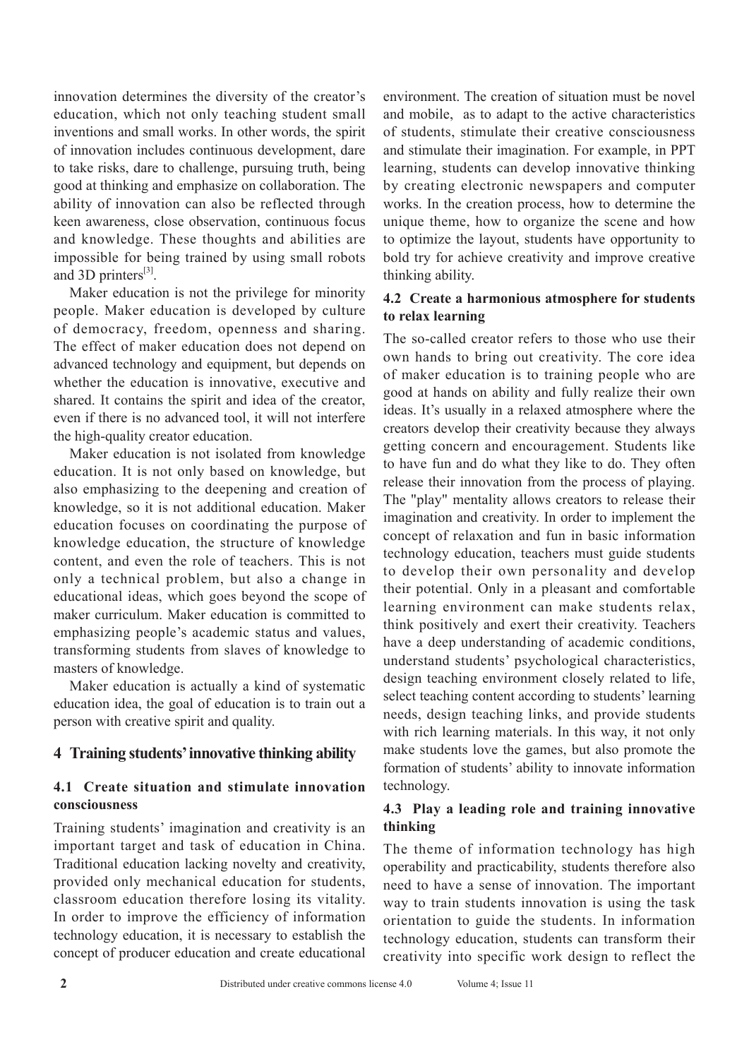innovation determines the diversity of the creator's education, which not only teaching student small inventions and small works. In other words, the spirit of innovation includes continuous development, dare to take risks, dare to challenge, pursuing truth, being good at thinking and emphasize on collaboration. The ability of innovation can also be reflected through keen awareness, close observation, continuous focus and knowledge. These thoughts and abilities are impossible for being trained by using small robots and 3D printers[3].

Maker education is not the privilege for minority people. Maker education is developed by culture of democracy, freedom, openness and sharing. The effect of maker education does not depend on advanced technology and equipment, but depends on whether the education is innovative, executive and shared. It contains the spirit and idea of the creator, even if there is no advanced tool, it will not interfere the high-quality creator education.

Maker education is not isolated from knowledge education. It is not only based on knowledge, but also emphasizing to the deepening and creation of knowledge, so it is not additional education. Maker education focuses on coordinating the purpose of knowledge education, the structure of knowledge content, and even the role of teachers. This is not only a technical problem, but also a change in educational ideas, which goes beyond the scope of maker curriculum. Maker education is committed to emphasizing people's academic status and values, transforming students from slaves of knowledge to masters of knowledge.

Maker education is actually a kind of systematic education idea, the goal of education is to train out a person with creative spirit and quality.

## 4 Training students' innovative thinking ability

### 4.1 Create situation and stimulate innovation consciousness

Training students' imagination and creativity is an important target and task of education in China. Traditional education lacking novelty and creativity, provided only mechanical education for students, classroom education therefore losing its vitality. In order to improve the efficiency of information technology education, it is necessary to establish the concept of producer education and create educational environment. The creation of situation must be novel and mobile, as to adapt to the active characteristics of students, stimulate their creative consciousness and stimulate their imagination. For example, in PPT learning, students can develop innovative thinking by creating electronic newspapers and computer works. In the creation process, how to determine the unique theme, how to organize the scene and how to optimize the layout, students have opportunity to bold try for achieve creativity and improve creative thinking ability.

### 4.2 Create a harmonious atmosphere for students to relax learning

The so-called creator refers to those who use their own hands to bring out creativity. The core idea of maker education is to training people who are good at hands on ability and fully realize their own ideas. It's usually in a relaxed atmosphere where the creators develop their creativity because they always getting concern and encouragement. Students like to have fun and do what they like to do. They often release their innovation from the process of playing. The "play" mentality allows creators to release their imagination and creativity. In order to implement the concept of relaxation and fun in basic information technology education, teachers must guide students to develop their own personality and develop their potential. Only in a pleasant and comfortable learning environment can make students relax, think positively and exert their creativity. Teachers have a deep understanding of academic conditions, understand students' psychological characteristics, design teaching environment closely related to life, select teaching content according to students' learning needs, design teaching links, and provide students with rich learning materials. In this way, it not only make students love the games, but also promote the formation of students' ability to innovate information technology.

### 4.3 Play a leading role and training innovative thinking

The theme of information technology has high operability and practicability, students therefore also need to have a sense of innovation. The important way to train students innovation is using the task orientation to guide the students. In information technology education, students can transform their creativity into specific work design to reflect the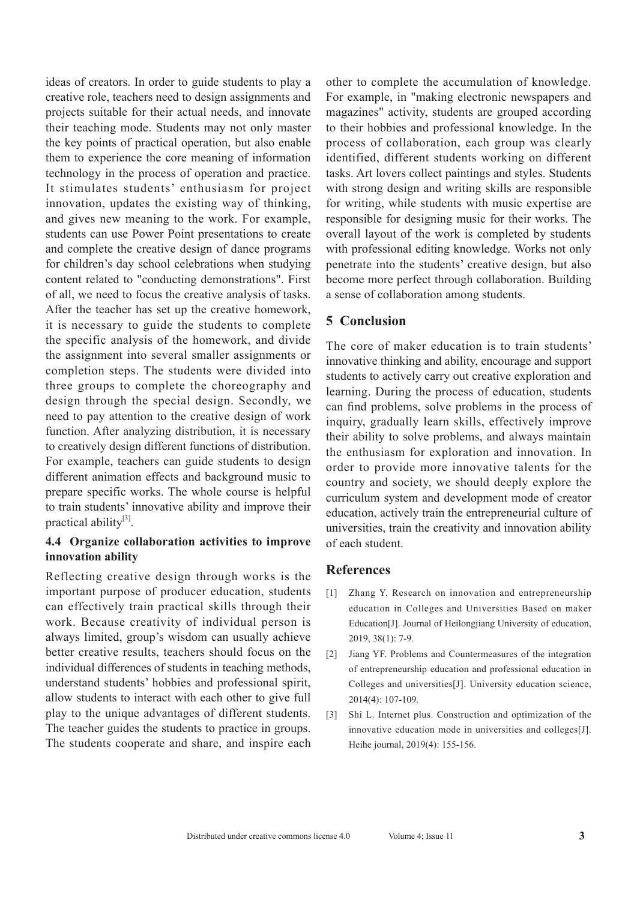ideas of creators. In order to guide students to play a creative role, teachers need to design assignments and projects suitable for their actual needs, and innovate their teaching mode. Students may not only master the key points of practical operation, but also enable them to experience the core meaning of information technology in the process of operation and practice. It stimulates students' enthusiasm for project innovation, updates the existing way of thinking, and gives new meaning to the work. For example, students can use Power Point presentations to create and complete the creative design of dance programs for children's day school celebrations when studying content related to "conducting demonstrations". First of all, we need to focus the creative analysis of tasks. After the teacher has set up the creative homework, it is necessary to guide the students to complete the specific analysis of the homework, and divide the assignment into several smaller assignments or completion steps. The students were divided into three groups to complete the choreography and design through the special design. Secondly, we need to pay attention to the creative design of work function. After analyzing distribution, it is necessary to creatively design different functions of distribution. For example, teachers can guide students to design different animation effects and background music to prepare specific works. The whole course is helpful to train students' innovative ability and improve their practical ability[3].

### 4.4 Organize collaboration activities to improve innovation ability

Reflecting creative design through works is the important purpose of producer education, students can effectively train practical skills through their work. Because creativity of individual person is always limited, group's wisdom can usually achieve better creative results, teachers should focus on the individual differences of students in teaching methods, understand students' hobbies and professional spirit, allow students to interact with each other to give full play to the unique advantages of different students. The teacher guides the students to practice in groups. The students cooperate and share, and inspire each other to complete the accumulation of knowledge. For example, in "making electronic newspapers and magazines" activity, students are grouped according to their hobbies and professional knowledge. In the process of collaboration, each group was clearly identified, different students working on different tasks. Art lovers collect paintings and styles. Students with strong design and writing skills are responsible for writing, while students with music expertise are responsible for designing music for their works. The overall layout of the work is completed by students with professional editing knowledge. Works not only penetrate into the students' creative design, but also become more perfect through collaboration. Building a sense of collaboration among students.

## 5 Conclusion

The core of maker education is to train students' innovative thinking and ability, encourage and support students to actively carry out creative exploration and learning. During the process of education, students can find problems, solve problems in the process of inquiry, gradually learn skills, effectively improve their ability to solve problems, and always maintain the enthusiasm for exploration and innovation. In order to provide more innovative talents for the country and society, we should deeply explore the curriculum system and development mode of creator education, actively train the entrepreneurial culture of universities, train the creativity and innovation ability of each student.

## References

[1] Zhang Y. Research on innovation and entrepreneurship education in Colleges and Universities Based on maker Education[J]. Journal of Heilongjiang University of education, 2019, 38(1): 7-9.

[2] Jiang YF. Problems and Countermeasures of the integration of entrepreneurship education and professional education in Colleges and universities[J]. University education science, 2014(4): 107-109.

[3] Shi L. Internet plus. Construction and optimization of the innovative education mode in universities and colleges[J]. Heihe journal, 2019(4): 155-156.